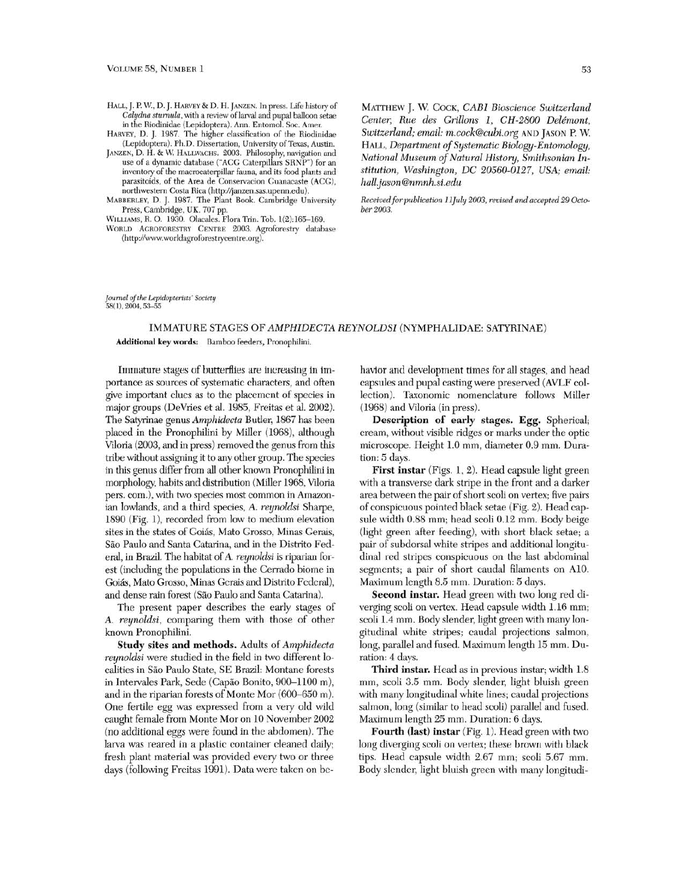HALL, J. P. W., D. J. HARVEY & D. H. JANZEN. In press. Life history of *Calydna sturnula*, with a review of larval and pupal balloon setae in the Riodinidae (Lepidoptera). Ann. Entomol. Soc. Amer.

HARVEY, D. J. 1987. The higher classification of the Riodinidae (Lepidoptera). Ph.D. Dissertation, University of Texas, Austin.

JANZEN, D. H. & W. HALLWACHS. 2003. Philosophy, navigation and use of a dynamic database ("ACG Caterpillars SRNP") for an inventory of the macrocaterpillar fauna, and its food plants and parasitoids, of the Area de Conservacion Guanacaste (ACG), northwestern Costa Rica (http://janzen.sas.upenn.edu).

MABBERLEY, D. J. 1987. The Plant Book. Cambridge University Press, Cambridge, UK. 707 pp.

WILLIAMS, R. O. 1930. Olacales. Flora Trin. Tob. 1(2):165–169.

WORLD AGROFORESTRY CENTRE 2003. Agroforestry database (http://www.worldagroforestrycentre.org).

MATTHEW J. W. COCK, *CABI Bioscience Switzerland Center, Rue des Grillons 1, CH-2800 Delémont, Switzerland; email: m.cock@cabi.org* AND JASON P. W. HALL, *Department of Systematic Biology-Entomology, National Museum of Natural History, Smithsonian Institution, Washington, DC 20560-0127, USA; email: hall.jason@nmnh.si.edu*

*Received for publication 11 July 2003, revised and accepted 29 October 2003.*

*Journal of the Lepidopterists' Society*
58(1), 2004, 53–55

## IMMATURE STAGES OF *AMPHIDECTA REYNOLDSI* (NYMPHALIDAE: SATYRINAE)

**Additional key words:** Bamboo feeders, Pronophilini.

Immature stages of butterflies are increasing in importance as sources of systematic characters, and often give important clues as to the placement of species in major groups (DeVries et al. 1985, Freitas et al. 2002). The Satyrinae genus *Amphidecta* Butler, 1867 has been placed in the Pronophilini by Miller (1968), although Viloria (2003, and in press) removed the genus from this tribe without assigning it to any other group. The species in this genus differ from all other known Pronophilini in morphology, habits and distribution (Miller 1968, Viloria pers. com.), with two species most common in Amazonian lowlands, and a third species, *A. reynoldsi* Sharpe, 1890 (Fig. 1), recorded from low to medium elevation sites in the states of Goiás, Mato Grosso, Minas Gerais, São Paulo and Santa Catarina, and in the Distrito Federal, in Brazil. The habitat of *A. reynoldsi* is riparian forest (including the populations in the Cerrado biome in Goiás, Mato Grosso, Minas Gerais and Distrito Federal), and dense rain forest (São Paulo and Santa Catarina).

The present paper describes the early stages of *A. reynoldsi*, comparing them with those of other known Pronophilini.

**Study sites and methods.** Adults of *Amphidecta reynoldsi* were studied in the field in two different localities in São Paulo State, SE Brazil: Montane forests in Intervales Park, Sede (Capão Bonito, 900–1100 m), and in the riparian forests of Monte Mor (600–650 m). One fertile egg was expressed from a very old wild caught female from Monte Mor on 10 November 2002 (no additional eggs were found in the abdomen). The larva was reared in a plastic container cleaned daily; fresh plant material was provided every two or three days (following Freitas 1991). Data were taken on behavior and development times for all stages, and head capsules and pupal casting were preserved (AVLF collection). Taxonomic nomenclature follows Miller (1968) and Viloria (in press).

**Description of early stages. Egg.** Spherical; cream, without visible ridges or marks under the optic microscope. Height 1.0 mm, diameter 0.9 mm. Duration: 5 days.

**First instar** (Figs. 1, 2). Head capsule light green with a transverse dark stripe in the front and a darker area between the pair of short scoli on vertex; five pairs of conspicuous pointed black setae (Fig. 2). Head capsule width 0.88 mm; head scoli 0.12 mm. Body beige (light green after feeding), with short black setae; a pair of subdorsal white stripes and additional longitudinal red stripes conspicuous on the last abdominal segments; a pair of short caudal filaments on A10. Maximum length 8.5 mm. Duration: 5 days.

**Second instar.** Head green with two long red diverging scoli on vertex. Head capsule width 1.16 mm; scoli 1.4 mm. Body slender, light green with many longitudinal white stripes; caudal projections salmon, long, parallel and fused. Maximum length 15 mm. Duration: 4 days.

**Third instar.** Head as in previous instar; width 1.8 mm, scoli 3.5 mm. Body slender, light bluish green with many longitudinal white lines; caudal projections salmon, long (similar to head scoli) parallel and fused. Maximum length 25 mm. Duration: 6 days.

**Fourth (last) instar** (Fig. 1). Head green with two long diverging scoli on vertex; these brown with black tips. Head capsule width 2.67 mm; scoli 5.67 mm. Body slender, light bluish green with many longitudi-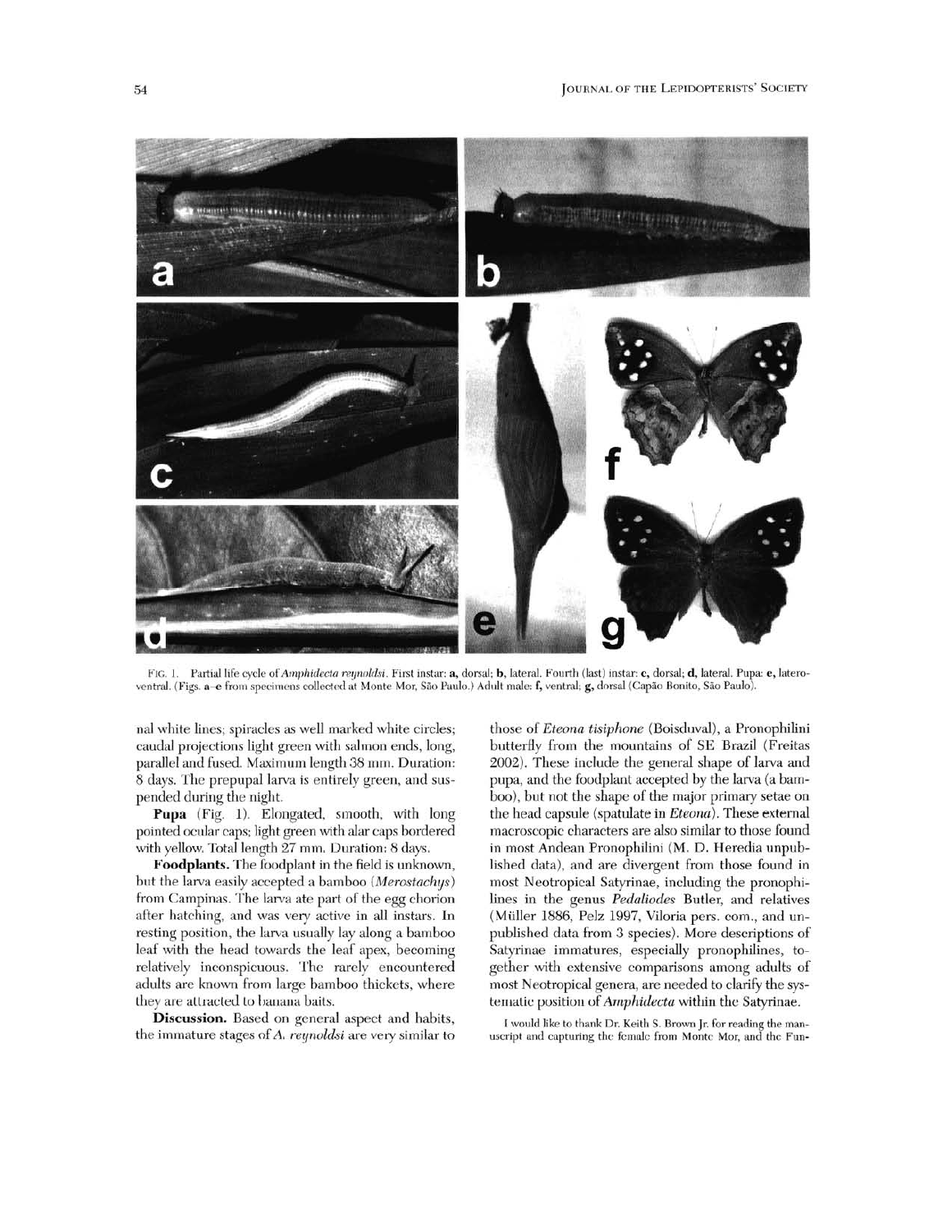FIG. 1. Partial life cycle of *Amphidecta reynoldsi*. First instar: **a**, dorsal; **b**, lateral. Fourth (last) instar: **c**, dorsal; **d**, lateral. Pupa: **e**, latero-ventral. (Figs. **a**–**e** from specimens collected at Monte Mor, São Paulo.) Adult male: **f**, ventral; **g**, dorsal (Capão Bonito, São Paulo).

nal white lines; spiracles as well marked white circles; caudal projections light green with salmon ends, long, parallel and fused. Maximum length 38 mm. Duration: 8 days. The prepupal larva is entirely green, and suspended during the night.

**Pupa** (Fig. 1). Elongated, smooth, with long pointed ocular caps; light green with alar caps bordered with yellow. Total length 27 mm. Duration: 8 days.

**Foodplants.** The foodplant in the field is unknown, but the larva easily accepted a bamboo (*Merostachys*) from Campinas. The larva ate part of the egg chorion after hatching, and was very active in all instars. In resting position, the larva usually lay along a bamboo leaf with the head towards the leaf apex, becoming relatively inconspicuous. The rarely encountered adults are known from large bamboo thickets, where they are attracted to banana baits.

**Discussion.** Based on general aspect and habits, the immature stages of *A. reynoldsi* are very similar to those of *Eteona tisiphone* (Boisduval), a Pronophilini butterfly from the mountains of SE Brazil (Freitas 2002). These include the general shape of larva and pupa, and the foodplant accepted by the larva (a bamboo), but not the shape of the major primary setae on the head capsule (spatulate in *Eteona*). These external macroscopic characters are also similar to those found in most Andean Pronophilini (M. D. Heredia unpublished data), and are divergent from those found in most Neotropical Satyrinae, including the pronophilines in the genus *Pedaliodes* Butler, and relatives (Müller 1886, Pelz 1997, Viloria pers. com., and unpublished data from 3 species). More descriptions of Satyrinae immatures, especially pronophilines, together with extensive comparisons among adults of most Neotropical genera, are needed to clarify the systematic position of *Amphidecta* within the Satyrinae.

I would like to thank Dr. Keith S. Brown Jr. for reading the manuscript and capturing the female from Monte Mor, and the Fun-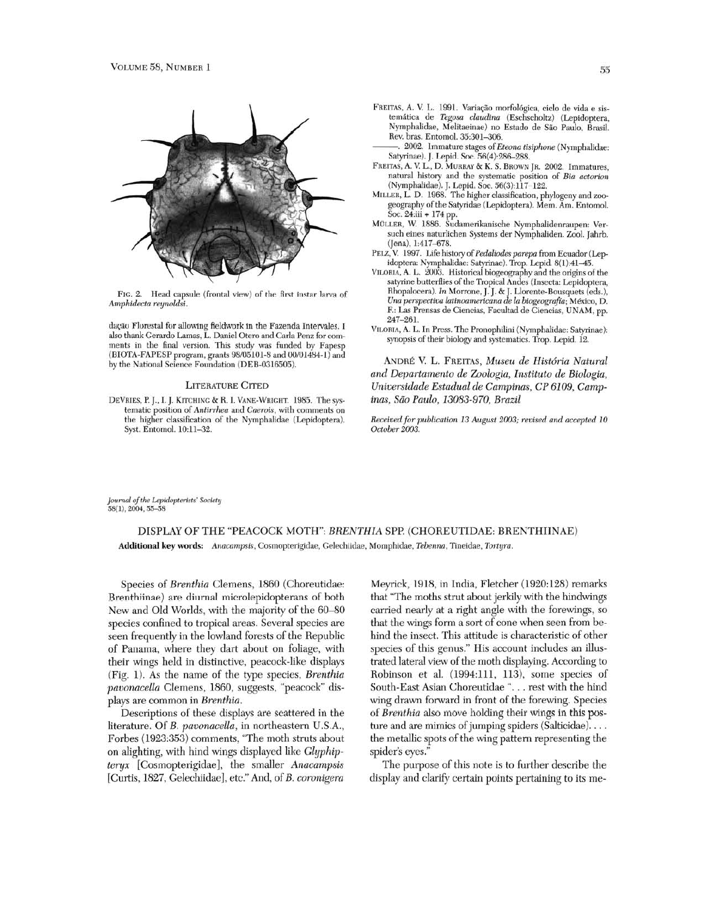FIG. 2. Head capsule (frontal view) of the first instar larva of *Amphidecta reynoldsi*.

dação Florestal for allowing fieldwork in the Fazenda Intervales. I also thank Gerardo Lamas, L. Daniel Otero and Carla Penz for comments in the final version. This study was funded by Fapesp (BIOTA-FAPESP program, grants 98/05101-8 and 00/01484-1) and by the National Science Foundation (DEB-0316505).

## LITERATURE CITED

DEVRIES, P. J., I. J. KITCHING & R. I. VANE-WRIGHT. 1985. The systematic position of *Antirrhea* and *Caerois*, with comments on the higher classification of the Nymphalidae (Lepidoptera). Syst. Entomol. 10:11–32.

FREITAS, A. V. L. 1991. Variação morfológica, ciclo de vida e sistemática de *Tegosa claudina* (Eschscholtz) (Lepidoptera, Nymphalidae, Melitaeinae) no Estado de São Paulo, Brasil. Rev. bras. Entomol. 35:301–306.

———. 2002. Immature stages of *Eteona tisiphone* (Nymphalidae: Satyrinae). J. Lepid. Soc. 56(4):286–288.

FREITAS, A. V. L., D. MURRAY & K. S. BROWN JR. 2002. Immatures, natural history and the systematic position of *Bia actorion* (Nymphalidae). J. Lepid. Soc. 56(3):117–122.

MILLER, L. D. 1968. The higher classification, phylogeny and zoogeography of the Satyridae (Lepidoptera). Mem. Am. Entomol. Soc. 24:iii + 174 pp.

MÜLLER, W. 1886. Sudamerikanische Nymphalidenraupen: Versuch eines naturlichen Systems der Nymphaliden. Zool. Jahrb. (Jena), 1:417–678.

PELZ, V. 1997. Life history of *Pedaliodes parepa* from Ecuador (Lepidoptera: Nymphalidae: Satyrinae). Trop. Lepid. 8(1):41–45.

VILORIA, A. L. 2003. Historical biogeography and the origins of the satyrine butterflies of the Tropical Andes (Insecta: Lepidoptera, Rhopalocera). *In* Morrone, J. J. & J. Llorente-Bousquets (eds.), *Una perspectiva latinoamericana de la biogeografía*; México, D. F.: Las Prensas de Ciencias, Facultad de Ciencias, UNAM, pp. 247–261.

VILORIA, A. L. In Press. The Pronophilini (Nymphalidae: Satyrinae): synopsis of their biology and systematics. Trop. Lepid. 12.

ANDRÉ V. L. FREITAS, *Museu de História Natural and Departamento de Zoologia, Instituto de Biologia, Universidade Estadual de Campinas, CP 6109, Campinas, São Paulo, 13083-970, Brazil*

*Received for publication 13 August 2003; revised and accepted 10 October 2003.*

*Journal of the Lepidopterists' Society*
58(1), 2004, 55–58

# DISPLAY OF THE "PEACOCK MOTH": *BRENTHIA* SPP. (CHOREUTIDAE: BRENTHIINAE)

**Additional key words:** *Anacampsis*, Cosmopterigidae, Gelechiidae, Momphidae, *Tebenna*, Tineidae, *Tortyra*.

Species of *Brenthia* Clemens, 1860 (Choreutidae: Brenthiinae) are diurnal microlepidopterans of both New and Old Worlds, with the majority of the 60–80 species confined to tropical areas. Several species are seen frequently in the lowland forests of the Republic of Panama, where they dart about on foliage, with their wings held in distinctive, peacock-like displays (Fig. 1). As the name of the type species, *Brenthia pavonacella* Clemens, 1860, suggests, "peacock" displays are common in *Brenthia*.

Descriptions of these displays are scattered in the literature. Of *B. pavonacella*, in northeastern U.S.A., Forbes (1923:353) comments, "The moth struts about on alighting, with hind wings displayed like *Glyphipteryx* [Cosmopterigidae], the smaller *Anacampsis* [Curtis, 1827, Gelechiidae], etc." And, of *B. coronigera* Meyrick, 1918, in India, Fletcher (1920:128) remarks that "The moths strut about jerkily with the hindwings carried nearly at a right angle with the forewings, so that the wings form a sort of cone when seen from behind the insect. This attitude is characteristic of other species of this genus." His account includes an illustrated lateral view of the moth displaying. According to Robinson et al. (1994:111, 113), some species of South-East Asian Choreutidae ". . . rest with the hind wing drawn forward in front of the forewing. Species of *Brenthia* also move holding their wings in this posture and are mimics of jumping spiders (Salticidae). . . . the metallic spots of the wing pattern representing the spider's eyes."

The purpose of this note is to further describe the display and clarify certain points pertaining to its me-